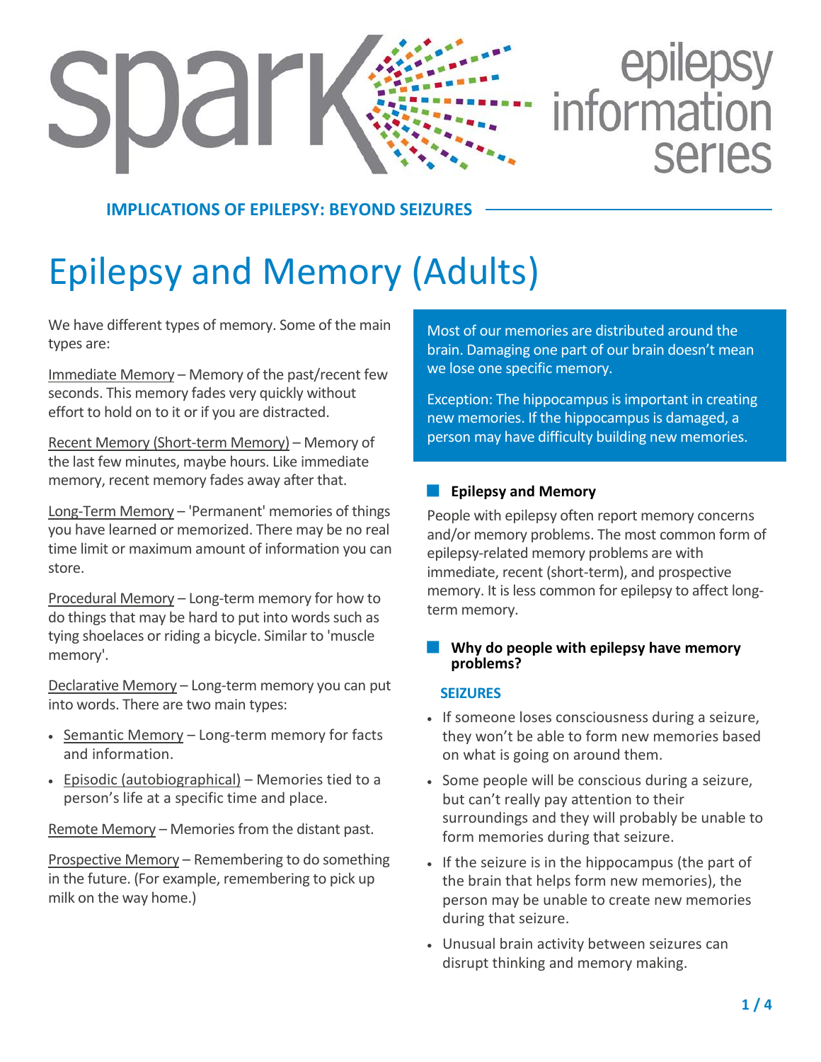spark epilepsy information series

**IMPLICATIONS OF EPILEPSY: BEYOND SEIZURES**

# Epilepsy and Memory (Adults)

We have different types of memory. Some of the main types are:

Immediate Memory – Memory of the past/recent few seconds. This memory fades very quickly without effort to hold on to it or if you are distracted.

Recent Memory (Short-term Memory) – Memory of the last few minutes, maybe hours. Like immediate memory, recent memory fades away after that.

Long-Term Memory – 'Permanent' memories of things you have learned or memorized. There may be no real time limit or maximum amount of information you can store.

Procedural Memory – Long-term memory for how to do things that may be hard to put into words such as tying shoelaces or riding a bicycle. Similar to 'muscle memory'.

Declarative Memory – Long-term memory you can put into words. There are two main types:

- Semantic Memory – Long-term memory for facts and information.
- Episodic (autobiographical) – Memories tied to a person's life at a specific time and place.

Remote Memory – Memories from the distant past.

Prospective Memory – Remembering to do something in the future. (For example, remembering to pick up milk on the way home.)

Most of our memories are distributed around the brain. Damaging one part of our brain doesn't mean we lose one specific memory.

Exception: The hippocampus is important in creating new memories. If the hippocampus is damaged, a person may have difficulty building new memories.

## Epilepsy and Memory

People with epilepsy often report memory concerns and/or memory problems. The most common form of epilepsy-related memory problems are with immediate, recent (short-term), and prospective memory. It is less common for epilepsy to affect long-term memory.

## Why do people with epilepsy have memory problems?

### SEIZURES

- If someone loses consciousness during a seizure, they won't be able to form new memories based on what is going on around them.
- Some people will be conscious during a seizure, but can't really pay attention to their surroundings and they will probably be unable to form memories during that seizure.
- If the seizure is in the hippocampus (the part of the brain that helps form new memories), the person may be unable to create new memories during that seizure.
- Unusual brain activity between seizures can disrupt thinking and memory making.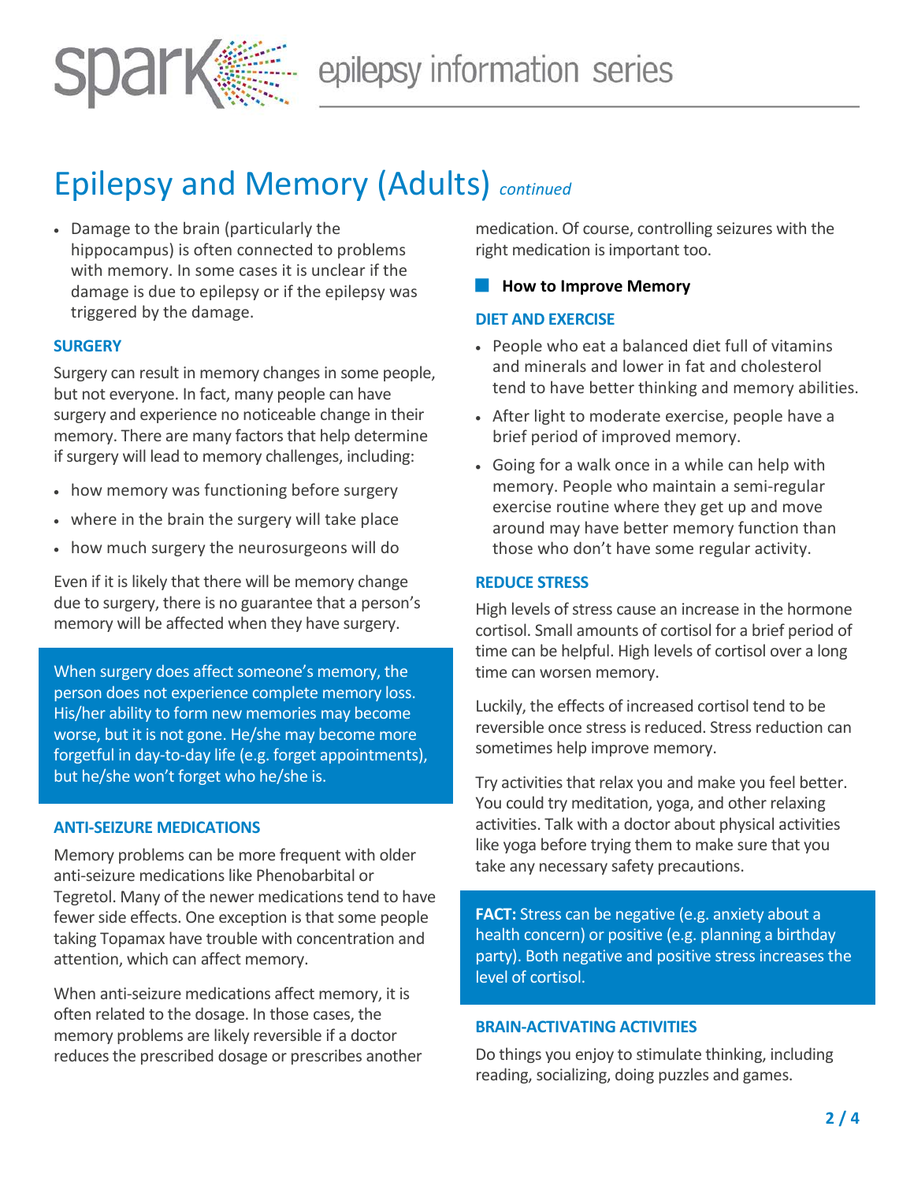# Epilepsy and Memory (Adults) *continued*

- Damage to the brain (particularly the hippocampus) is often connected to problems with memory. In some cases it is unclear if the damage is due to epilepsy or if the epilepsy was triggered by the damage.

### SURGERY

Surgery can result in memory changes in some people, but not everyone. In fact, many people can have surgery and experience no noticeable change in their memory. There are many factors that help determine if surgery will lead to memory challenges, including:

- how memory was functioning before surgery
- where in the brain the surgery will take place
- how much surgery the neurosurgeons will do

Even if it is likely that there will be memory change due to surgery, there is no guarantee that a person's memory will be affected when they have surgery.

When surgery does affect someone's memory, the person does not experience complete memory loss. His/her ability to form new memories may become worse, but it is not gone. He/she may become more forgetful in day-to-day life (e.g. forget appointments), but he/she won't forget who he/she is.

### ANTI-SEIZURE MEDICATIONS

Memory problems can be more frequent with older anti-seizure medications like Phenobarbital or Tegretol. Many of the newer medications tend to have fewer side effects. One exception is that some people taking Topamax have trouble with concentration and attention, which can affect memory.

When anti-seizure medications affect memory, it is often related to the dosage. In those cases, the memory problems are likely reversible if a doctor reduces the prescribed dosage or prescribes another medication. Of course, controlling seizures with the right medication is important too.

## How to Improve Memory

### DIET AND EXERCISE

- People who eat a balanced diet full of vitamins and minerals and lower in fat and cholesterol tend to have better thinking and memory abilities.
- After light to moderate exercise, people have a brief period of improved memory.
- Going for a walk once in a while can help with memory. People who maintain a semi-regular exercise routine where they get up and move around may have better memory function than those who don't have some regular activity.

### REDUCE STRESS

High levels of stress cause an increase in the hormone cortisol. Small amounts of cortisol for a brief period of time can be helpful. High levels of cortisol over a long time can worsen memory.

Luckily, the effects of increased cortisol tend to be reversible once stress is reduced. Stress reduction can sometimes help improve memory.

Try activities that relax you and make you feel better. You could try meditation, yoga, and other relaxing activities. Talk with a doctor about physical activities like yoga before trying them to make sure that you take any necessary safety precautions.

**FACT:** Stress can be negative (e.g. anxiety about a health concern) or positive (e.g. planning a birthday party). Both negative and positive stress increases the level of cortisol.

### BRAIN-ACTIVATING ACTIVITIES

Do things you enjoy to stimulate thinking, including reading, socializing, doing puzzles and games.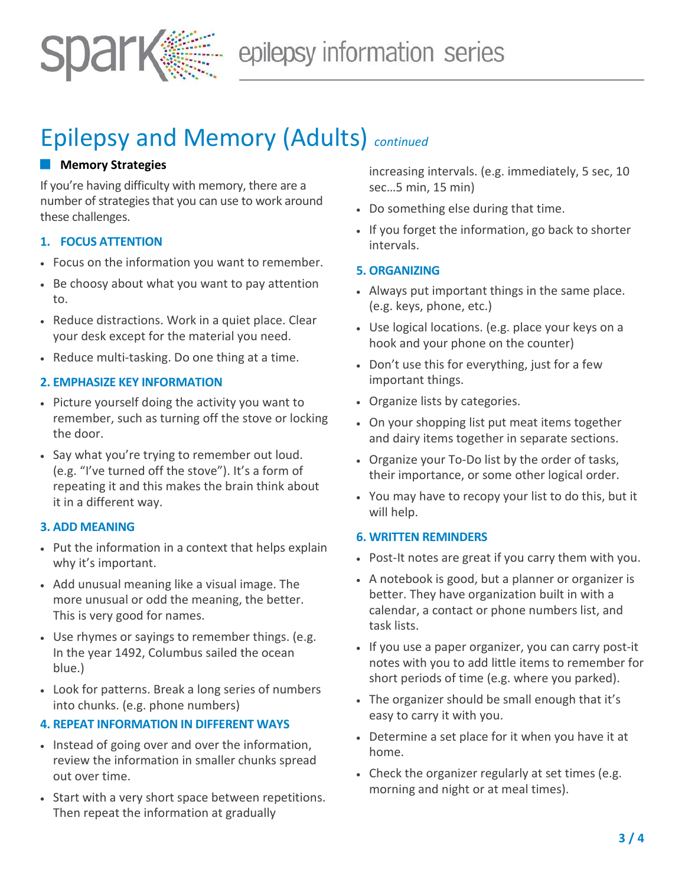# Epilepsy and Memory (Adults) *continued*

## Memory Strategies

If you're having difficulty with memory, there are a number of strategies that you can use to work around these challenges.

### 1. FOCUS ATTENTION

- Focus on the information you want to remember.
- Be choosy about what you want to pay attention to.
- Reduce distractions. Work in a quiet place. Clear your desk except for the material you need.
- Reduce multi-tasking. Do one thing at a time.

### 2. EMPHASIZE KEY INFORMATION

- Picture yourself doing the activity you want to remember, such as turning off the stove or locking the door.
- Say what you're trying to remember out loud. (e.g. "I've turned off the stove"). It's a form of repeating it and this makes the brain think about it in a different way.

### 3. ADD MEANING

- Put the information in a context that helps explain why it's important.
- Add unusual meaning like a visual image. The more unusual or odd the meaning, the better. This is very good for names.
- Use rhymes or sayings to remember things. (e.g. In the year 1492, Columbus sailed the ocean blue.)
- Look for patterns. Break a long series of numbers into chunks. (e.g. phone numbers)

### 4. REPEAT INFORMATION IN DIFFERENT WAYS

- Instead of going over and over the information, review the information in smaller chunks spread out over time.
- Start with a very short space between repetitions. Then repeat the information at gradually increasing intervals. (e.g. immediately, 5 sec, 10 sec…5 min, 15 min)
- Do something else during that time.
- If you forget the information, go back to shorter intervals.

### 5. ORGANIZING

- Always put important things in the same place. (e.g. keys, phone, etc.)
- Use logical locations. (e.g. place your keys on a hook and your phone on the counter)
- Don't use this for everything, just for a few important things.
- Organize lists by categories.
- On your shopping list put meat items together and dairy items together in separate sections.
- Organize your To-Do list by the order of tasks, their importance, or some other logical order.
- You may have to recopy your list to do this, but it will help.

### 6. WRITTEN REMINDERS

- Post-It notes are great if you carry them with you.
- A notebook is good, but a planner or organizer is better. They have organization built in with a calendar, a contact or phone numbers list, and task lists.
- If you use a paper organizer, you can carry post-it notes with you to add little items to remember for short periods of time (e.g. where you parked).
- The organizer should be small enough that it's easy to carry it with you.
- Determine a set place for it when you have it at home.
- Check the organizer regularly at set times (e.g. morning and night or at meal times).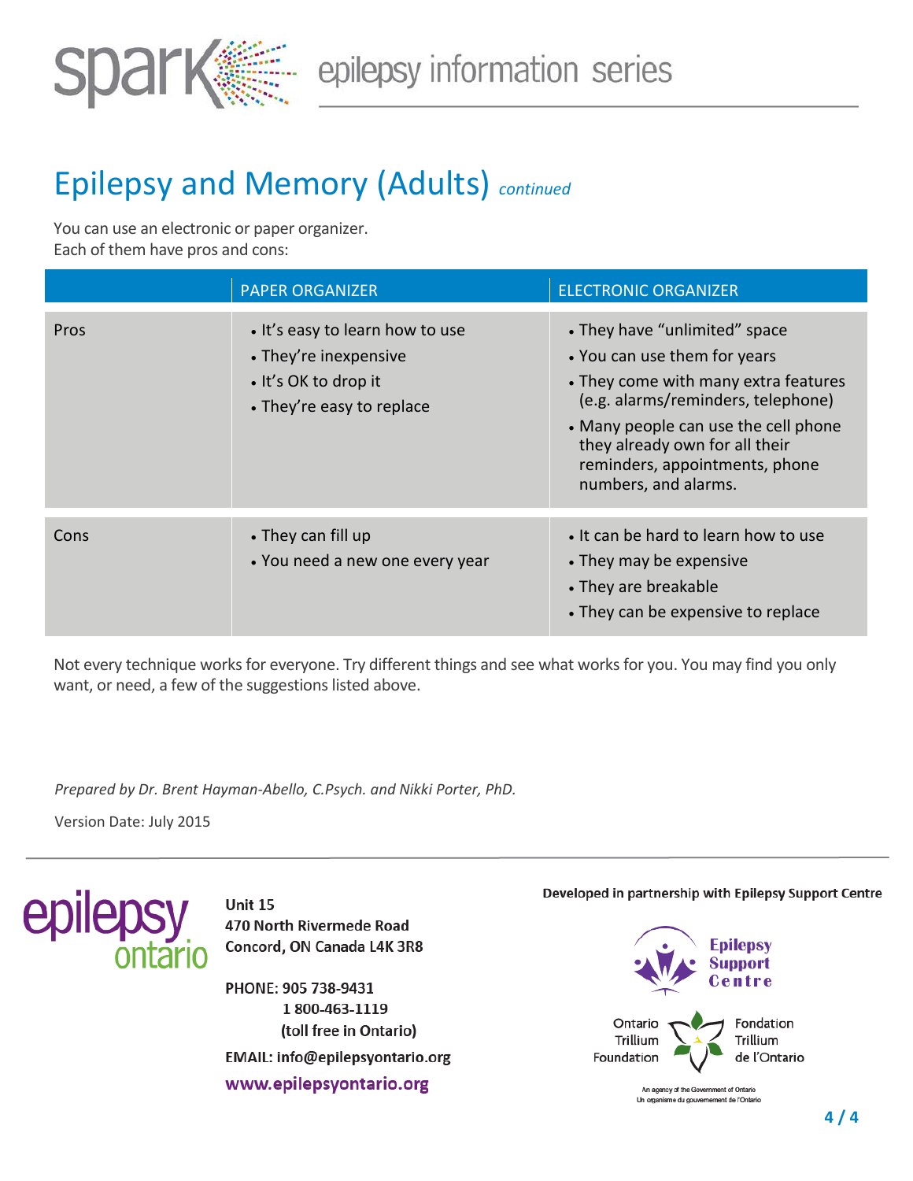# Epilepsy and Memory (Adults) *continued*

You can use an electronic or paper organizer.
Each of them have pros and cons:

| | PAPER ORGANIZER | ELECTRONIC ORGANIZER |
|---|---|---|
| Pros | • It's easy to learn how to use<br>• They're inexpensive<br>• It's OK to drop it<br>• They're easy to replace | • They have "unlimited" space<br>• You can use them for years<br>• They come with many extra features (e.g. alarms/reminders, telephone)<br>• Many people can use the cell phone they already own for all their reminders, appointments, phone numbers, and alarms. |
| Cons | • They can fill up<br>• You need a new one every year | • It can be hard to learn how to use<br>• They may be expensive<br>• They are breakable<br>• They can be expensive to replace |

Not every technique works for everyone. Try different things and see what works for you. You may find you only want, or need, a few of the suggestions listed above.

*Prepared by Dr. Brent Hayman-Abello, C.Psych. and Nikki Porter, PhD.*

Version Date: July 2015

epilepsy ontario

**Unit 15**
**470 North Rivermede Road**
**Concord, ON Canada L4K 3R8**

**PHONE: 905 738-9431**
**1 800-463-1119**
**(toll free in Ontario)**

**EMAIL: info@epilepsyontario.org**

**www.epilepsyontario.org**

**Developed in partnership with Epilepsy Support Centre**

Epilepsy Support Centre

Ontario Trillium Foundation / Fondation Trillium de l'Ontario

An agency of the Government of Ontario
Un organisme du gouvernement de l'Ontario